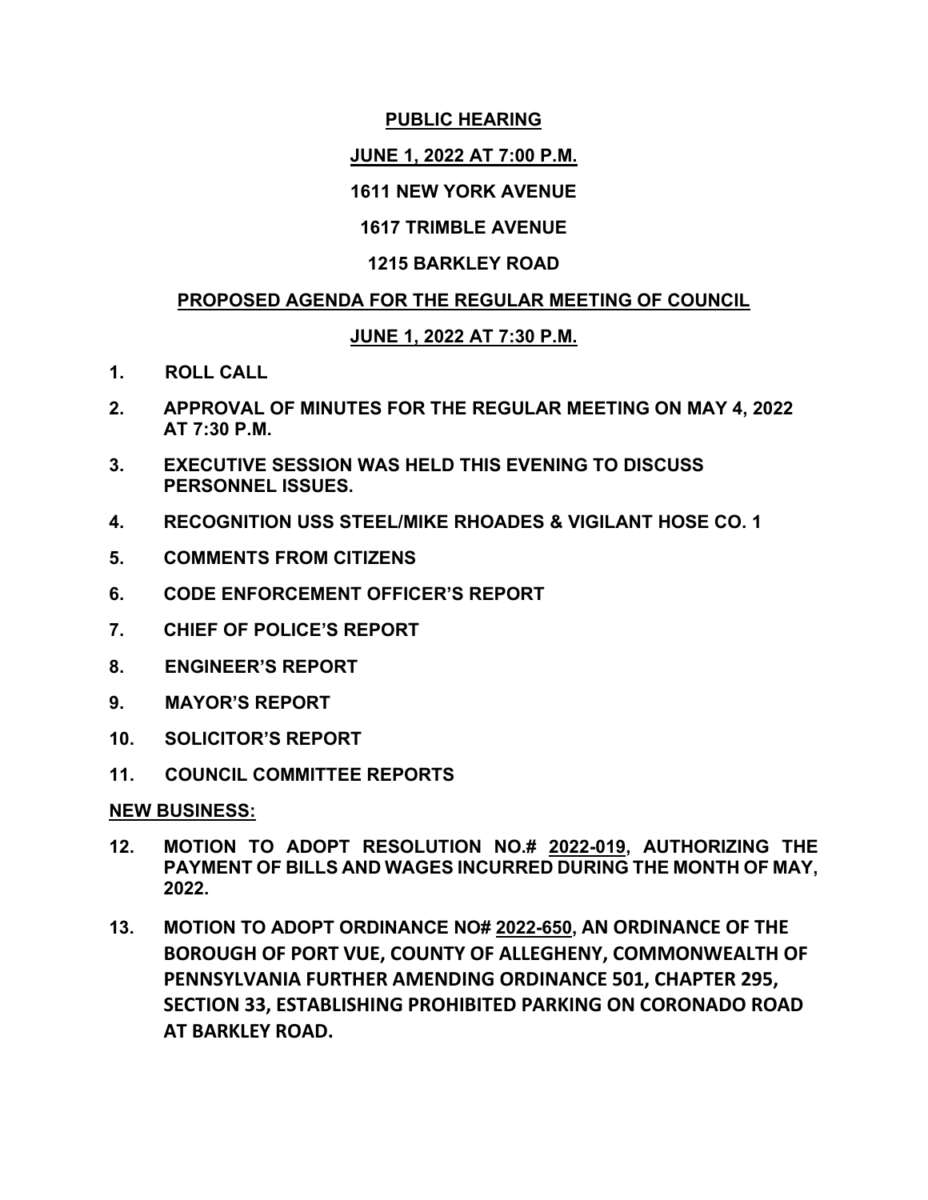**PUBLIC HEARING**

**JUNE 1, 2022 AT 7:00 P.M.**

**1611 NEW YORK AVENUE**

**1617 TRIMBLE AVENUE**

**1215 BARKLEY ROAD**

**PROPOSED AGENDA FOR THE REGULAR MEETING OF COUNCIL**

**JUNE 1, 2022 AT 7:30 P.M.**

1. **ROLL CALL**
2. **APPROVAL OF MINUTES FOR THE REGULAR MEETING ON MAY 4, 2022 AT 7:30 P.M.**
3. **EXECUTIVE SESSION WAS HELD THIS EVENING TO DISCUSS PERSONNEL ISSUES.**
4. **RECOGNITION USS STEEL/MIKE RHOADES & VIGILANT HOSE CO. 1**
5. **COMMENTS FROM CITIZENS**
6. **CODE ENFORCEMENT OFFICER'S REPORT**
7. **CHIEF OF POLICE'S REPORT**
8. **ENGINEER'S REPORT**
9. **MAYOR'S REPORT**
10. **SOLICITOR'S REPORT**
11. **COUNCIL COMMITTEE REPORTS**

**NEW BUSINESS:**

12. **MOTION TO ADOPT RESOLUTION NO.# 2022-019, AUTHORIZING THE PAYMENT OF BILLS AND WAGES INCURRED DURING THE MONTH OF MAY, 2022.**
13. **MOTION TO ADOPT ORDINANCE NO# 2022-650, AN ORDINANCE OF THE BOROUGH OF PORT VUE, COUNTY OF ALLEGHENY, COMMONWEALTH OF PENNSYLVANIA FURTHER AMENDING ORDINANCE 501, CHAPTER 295, SECTION 33, ESTABLISHING PROHIBITED PARKING ON CORONADO ROAD AT BARKLEY ROAD.**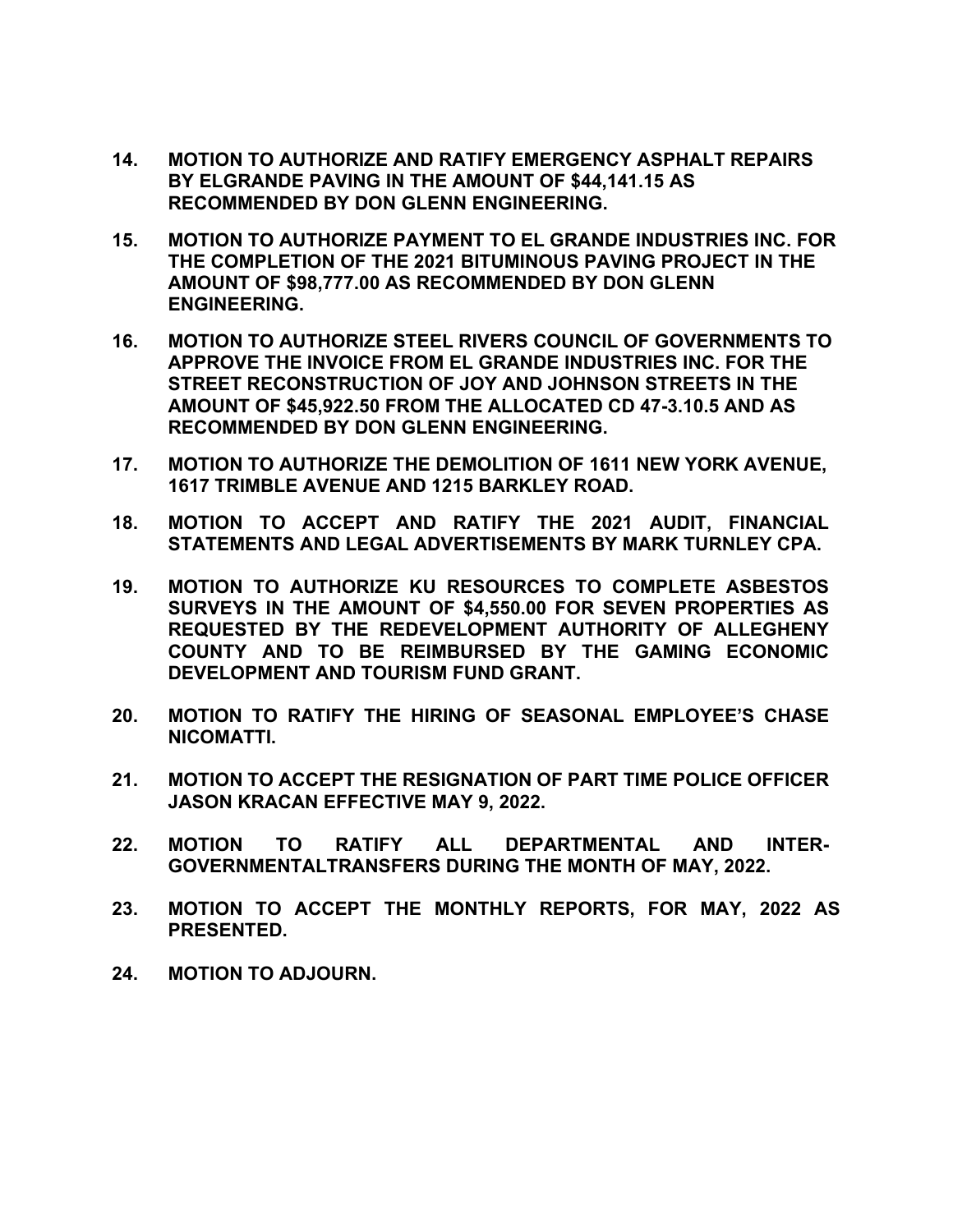**14. MOTION TO AUTHORIZE AND RATIFY EMERGENCY ASPHALT REPAIRS BY ELGRANDE PAVING IN THE AMOUNT OF $44,141.15 AS RECOMMENDED BY DON GLENN ENGINEERING.**

**15. MOTION TO AUTHORIZE PAYMENT TO EL GRANDE INDUSTRIES INC. FOR THE COMPLETION OF THE 2021 BITUMINOUS PAVING PROJECT IN THE AMOUNT OF $98,777.00 AS RECOMMENDED BY DON GLENN ENGINEERING.**

**16. MOTION TO AUTHORIZE STEEL RIVERS COUNCIL OF GOVERNMENTS TO APPROVE THE INVOICE FROM EL GRANDE INDUSTRIES INC. FOR THE STREET RECONSTRUCTION OF JOY AND JOHNSON STREETS IN THE AMOUNT OF $45,922.50 FROM THE ALLOCATED CD 47-3.10.5 AND AS RECOMMENDED BY DON GLENN ENGINEERING.**

**17. MOTION TO AUTHORIZE THE DEMOLITION OF 1611 NEW YORK AVENUE, 1617 TRIMBLE AVENUE AND 1215 BARKLEY ROAD.**

**18. MOTION TO ACCEPT AND RATIFY THE 2021 AUDIT, FINANCIAL STATEMENTS AND LEGAL ADVERTISEMENTS BY MARK TURNLEY CPA.**

**19. MOTION TO AUTHORIZE KU RESOURCES TO COMPLETE ASBESTOS SURVEYS IN THE AMOUNT OF $4,550.00 FOR SEVEN PROPERTIES AS REQUESTED BY THE REDEVELOPMENT AUTHORITY OF ALLEGHENY COUNTY AND TO BE REIMBURSED BY THE GAMING ECONOMIC DEVELOPMENT AND TOURISM FUND GRANT.**

**20. MOTION TO RATIFY THE HIRING OF SEASONAL EMPLOYEE'S CHASE NICOMATTI.**

**21. MOTION TO ACCEPT THE RESIGNATION OF PART TIME POLICE OFFICER JASON KRACAN EFFECTIVE MAY 9, 2022.**

**22. MOTION TO RATIFY ALL DEPARTMENTAL AND INTER-GOVERNMENTALTRANSFERS DURING THE MONTH OF MAY, 2022.**

**23. MOTION TO ACCEPT THE MONTHLY REPORTS, FOR MAY, 2022 AS PRESENTED.**

**24. MOTION TO ADJOURN.**